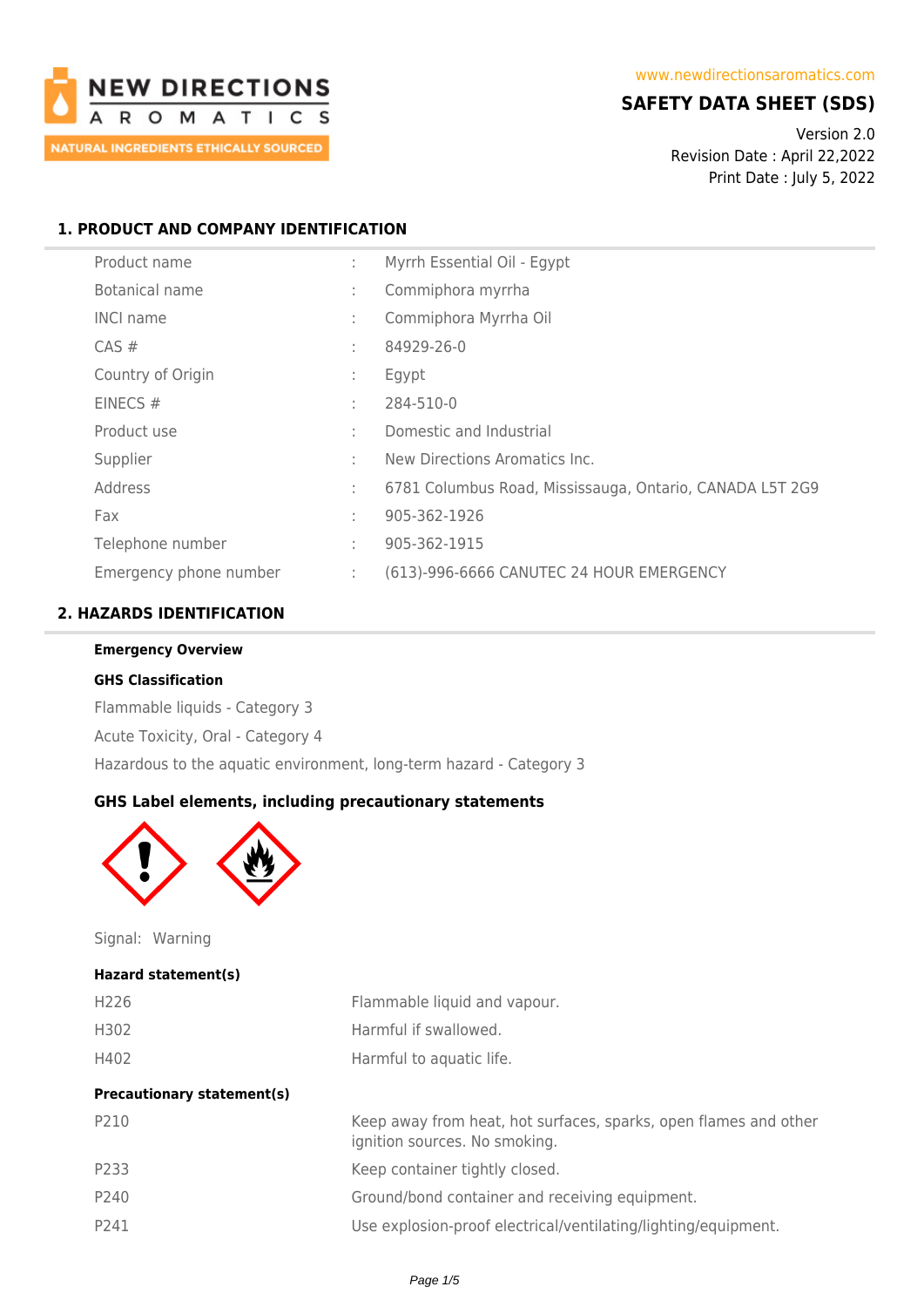**NEW DIRECTIONS AROMATICS**
NATURAL INGREDIENTS ETHICALLY SOURCED

www.newdirectionsaromatics.com

# SAFETY DATA SHEET (SDS)

Version 2.0
Revision Date : April 22,2022
Print Date : July 5, 2022

## 1. PRODUCT AND COMPANY IDENTIFICATION

| | | |
|---|---|---|
| Product name | : | Myrrh Essential Oil - Egypt |
| Botanical name | : | Commiphora myrrha |
| INCI name | : | Commiphora Myrrha Oil |
| CAS # | : | 84929-26-0 |
| Country of Origin | : | Egypt |
| EINECS # | : | 284-510-0 |
| Product use | : | Domestic and Industrial |
| Supplier | : | New Directions Aromatics Inc. |
| Address | : | 6781 Columbus Road, Mississauga, Ontario, CANADA L5T 2G9 |
| Fax | : | 905-362-1926 |
| Telephone number | : | 905-362-1915 |
| Emergency phone number | : | (613)-996-6666 CANUTEC 24 HOUR EMERGENCY |

## 2. HAZARDS IDENTIFICATION

**Emergency Overview**

**GHS Classification**

Flammable liquids - Category 3

Acute Toxicity, Oral - Category 4

Hazardous to the aquatic environment, long-term hazard - Category 3

**GHS Label elements, including precautionary statements**

Signal: Warning

**Hazard statement(s)**

| | |
|---|---|
| H226 | Flammable liquid and vapour. |
| H302 | Harmful if swallowed. |
| H402 | Harmful to aquatic life. |

**Precautionary statement(s)**

| | |
|---|---|
| P210 | Keep away from heat, hot surfaces, sparks, open flames and other ignition sources. No smoking. |
| P233 | Keep container tightly closed. |
| P240 | Ground/bond container and receiving equipment. |
| P241 | Use explosion-proof electrical/ventilating/lighting/equipment. |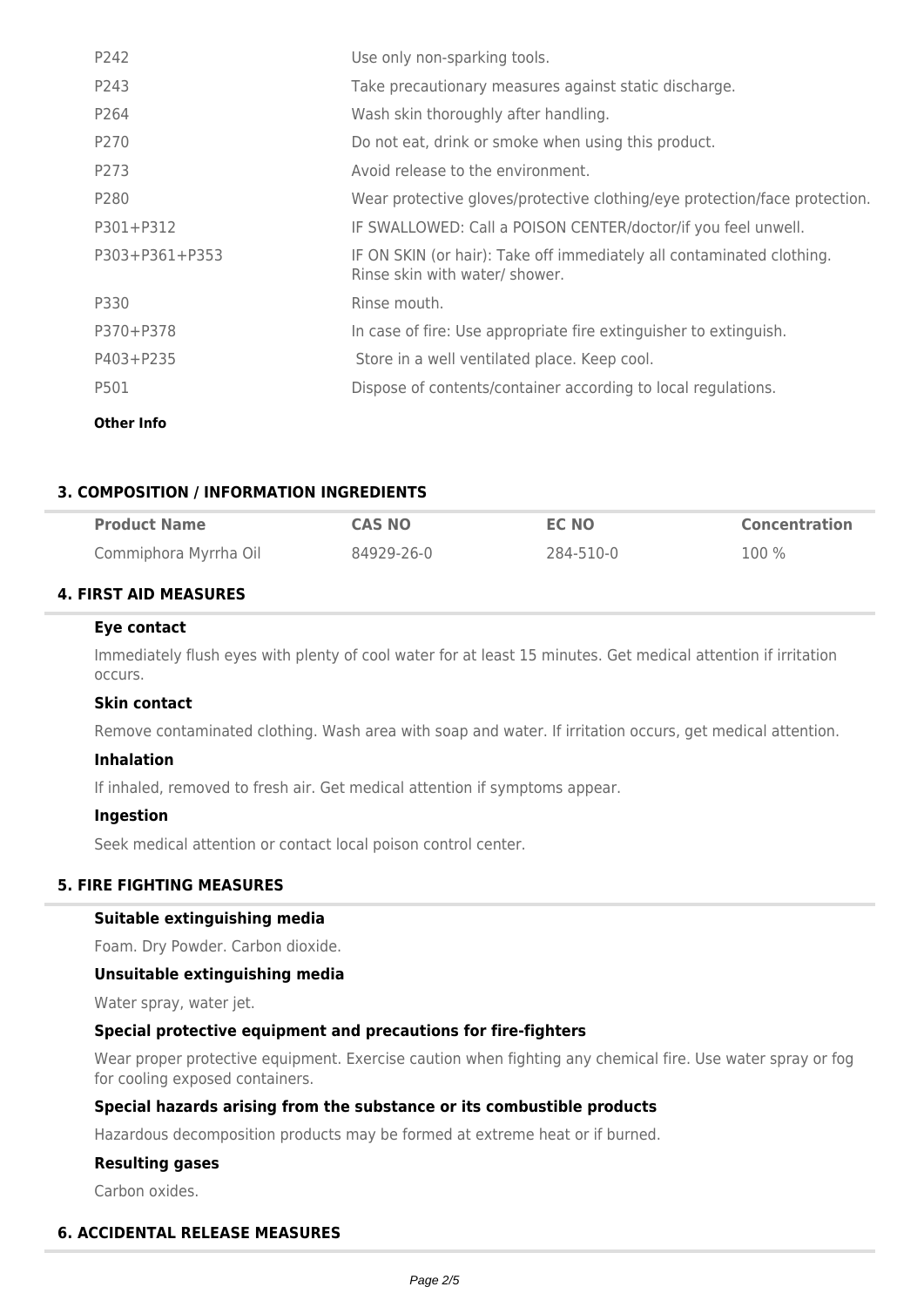| | |
|---|---|
| P242 | Use only non-sparking tools. |
| P243 | Take precautionary measures against static discharge. |
| P264 | Wash skin thoroughly after handling. |
| P270 | Do not eat, drink or smoke when using this product. |
| P273 | Avoid release to the environment. |
| P280 | Wear protective gloves/protective clothing/eye protection/face protection. |
| P301+P312 | IF SWALLOWED: Call a POISON CENTER/doctor/if you feel unwell. |
| P303+P361+P353 | IF ON SKIN (or hair): Take off immediately all contaminated clothing. Rinse skin with water/ shower. |
| P330 | Rinse mouth. |
| P370+P378 | In case of fire: Use appropriate fire extinguisher to extinguish. |
| P403+P235 | Store in a well ventilated place. Keep cool. |
| P501 | Dispose of contents/container according to local regulations. |

**Other Info**

## 3. COMPOSITION / INFORMATION INGREDIENTS

| Product Name | CAS NO | EC NO | Concentration |
|---|---|---|---|
| Commiphora Myrrha Oil | 84929-26-0 | 284-510-0 | 100 % |

## 4. FIRST AID MEASURES

### Eye contact

Immediately flush eyes with plenty of cool water for at least 15 minutes. Get medical attention if irritation occurs.

### Skin contact

Remove contaminated clothing. Wash area with soap and water. If irritation occurs, get medical attention.

### Inhalation

If inhaled, removed to fresh air. Get medical attention if symptoms appear.

### Ingestion

Seek medical attention or contact local poison control center.

## 5. FIRE FIGHTING MEASURES

### Suitable extinguishing media

Foam. Dry Powder. Carbon dioxide.

### Unsuitable extinguishing media

Water spray, water jet.

### Special protective equipment and precautions for fire-fighters

Wear proper protective equipment. Exercise caution when fighting any chemical fire. Use water spray or fog for cooling exposed containers.

### Special hazards arising from the substance or its combustible products

Hazardous decomposition products may be formed at extreme heat or if burned.

### Resulting gases

Carbon oxides.

## 6. ACCIDENTAL RELEASE MEASURES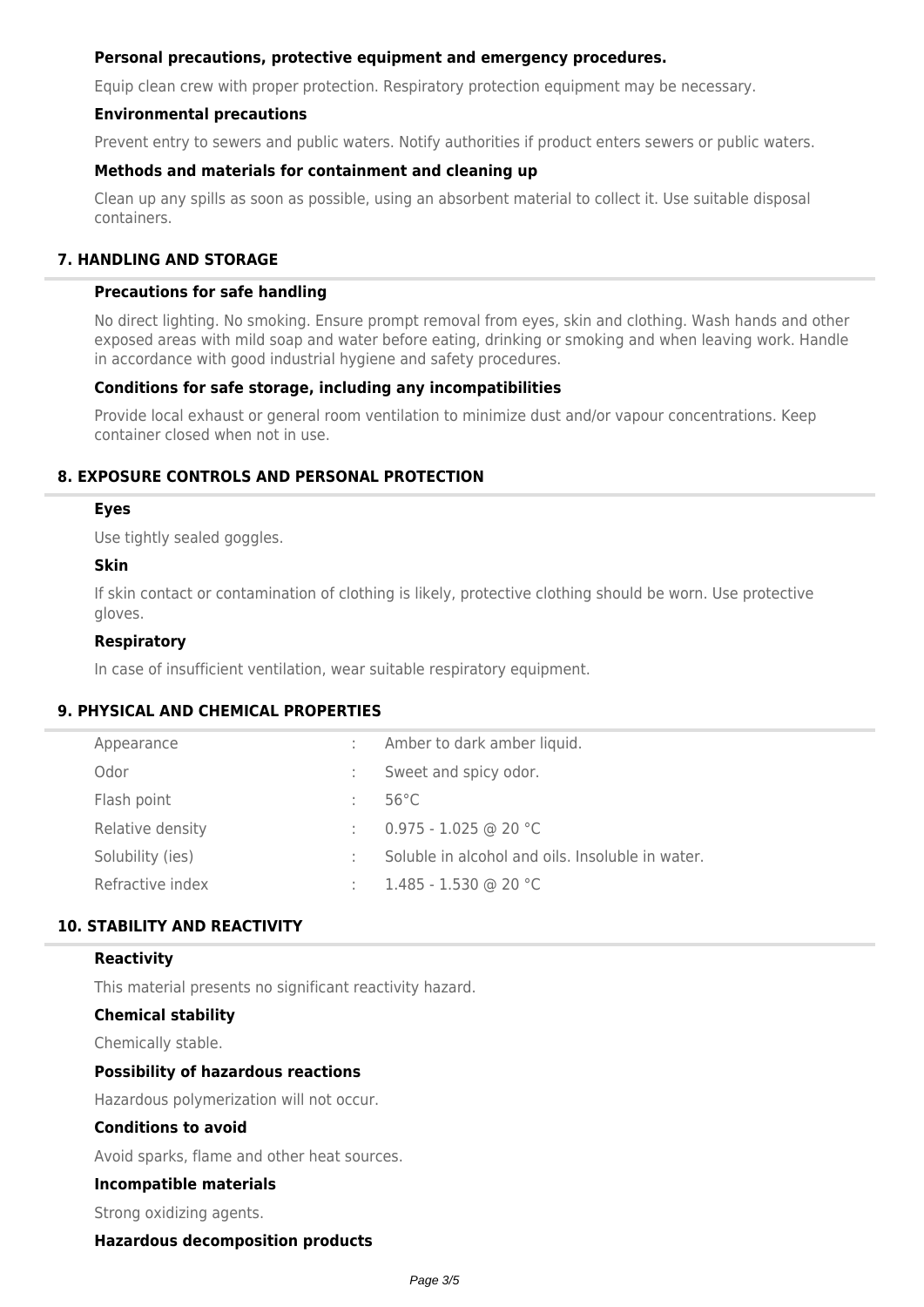#### Personal precautions, protective equipment and emergency procedures.

Equip clean crew with proper protection. Respiratory protection equipment may be necessary.

#### Environmental precautions

Prevent entry to sewers and public waters. Notify authorities if product enters sewers or public waters.

#### Methods and materials for containment and cleaning up

Clean up any spills as soon as possible, using an absorbent material to collect it. Use suitable disposal containers.

## 7. HANDLING AND STORAGE

#### Precautions for safe handling

No direct lighting. No smoking. Ensure prompt removal from eyes, skin and clothing. Wash hands and other exposed areas with mild soap and water before eating, drinking or smoking and when leaving work. Handle in accordance with good industrial hygiene and safety procedures.

#### Conditions for safe storage, including any incompatibilities

Provide local exhaust or general room ventilation to minimize dust and/or vapour concentrations. Keep container closed when not in use.

## 8. EXPOSURE CONTROLS AND PERSONAL PROTECTION

#### Eyes

Use tightly sealed goggles.

#### Skin

If skin contact or contamination of clothing is likely, protective clothing should be worn. Use protective gloves.

#### Respiratory

In case of insufficient ventilation, wear suitable respiratory equipment.

## 9. PHYSICAL AND CHEMICAL PROPERTIES

| | | |
|---|---|---|
| Appearance | : | Amber to dark amber liquid. |
| Odor | : | Sweet and spicy odor. |
| Flash point | : | 56°C |
| Relative density | : | 0.975 - 1.025 @ 20 °C |
| Solubility (ies) | : | Soluble in alcohol and oils. Insoluble in water. |
| Refractive index | : | 1.485 - 1.530 @ 20 °C |

## 10. STABILITY AND REACTIVITY

#### Reactivity

This material presents no significant reactivity hazard.

#### Chemical stability

Chemically stable.

#### Possibility of hazardous reactions

Hazardous polymerization will not occur.

#### Conditions to avoid

Avoid sparks, flame and other heat sources.

#### Incompatible materials

Strong oxidizing agents.

#### Hazardous decomposition products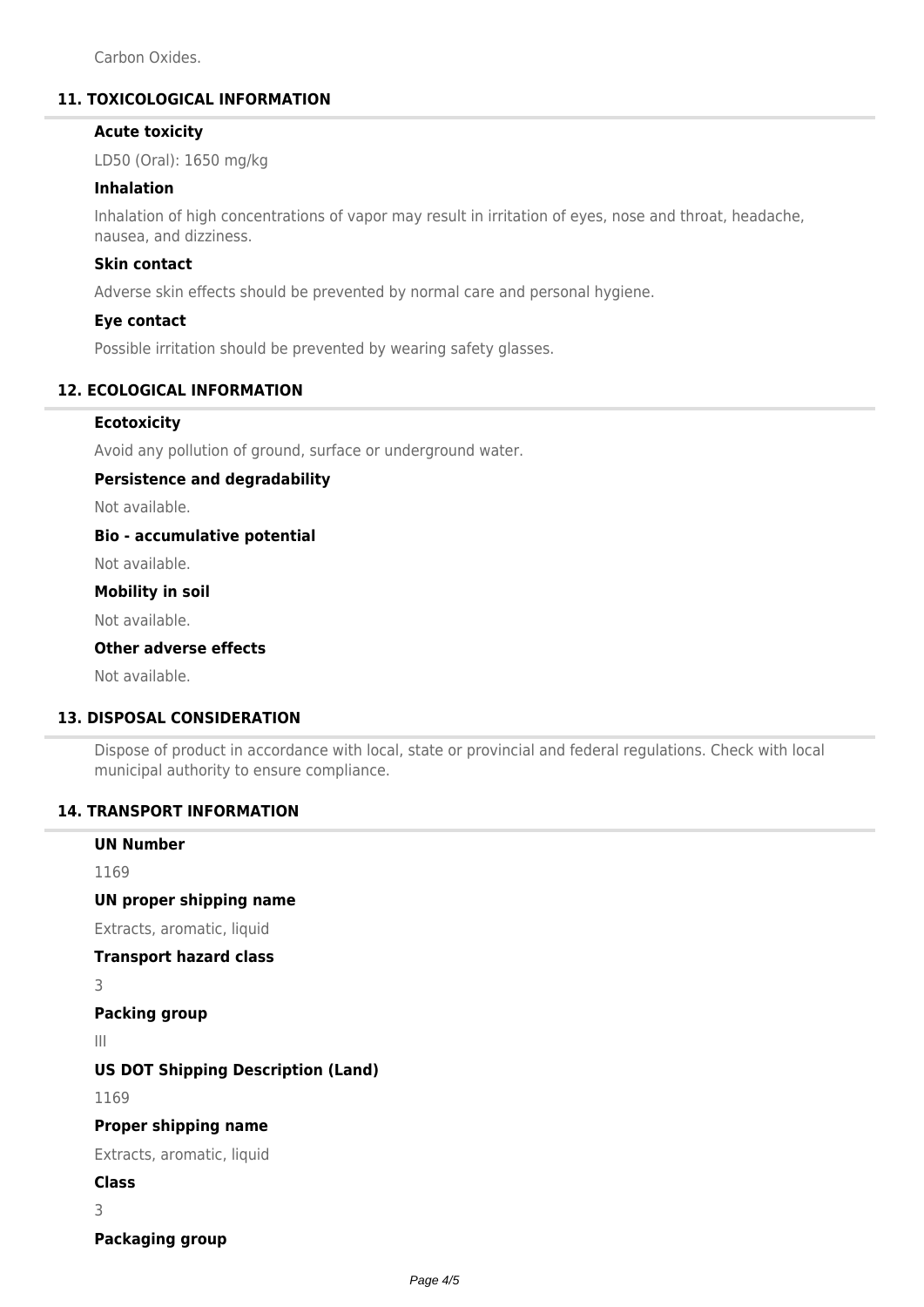Carbon Oxides.

## 11. TOXICOLOGICAL INFORMATION

### Acute toxicity

LD50 (Oral): 1650 mg/kg

### Inhalation

Inhalation of high concentrations of vapor may result in irritation of eyes, nose and throat, headache, nausea, and dizziness.

### Skin contact

Adverse skin effects should be prevented by normal care and personal hygiene.

### Eye contact

Possible irritation should be prevented by wearing safety glasses.

## 12. ECOLOGICAL INFORMATION

### Ecotoxicity

Avoid any pollution of ground, surface or underground water.

### Persistence and degradability

Not available.

### Bio - accumulative potential

Not available.

### Mobility in soil

Not available.

### Other adverse effects

Not available.

## 13. DISPOSAL CONSIDERATION

Dispose of product in accordance with local, state or provincial and federal regulations. Check with local municipal authority to ensure compliance.

## 14. TRANSPORT INFORMATION

### UN Number

1169

### UN proper shipping name

Extracts, aromatic, liquid

### Transport hazard class

3

### Packing group

III

### US DOT Shipping Description (Land)

1169

### Proper shipping name

Extracts, aromatic, liquid

### Class

3

### Packaging group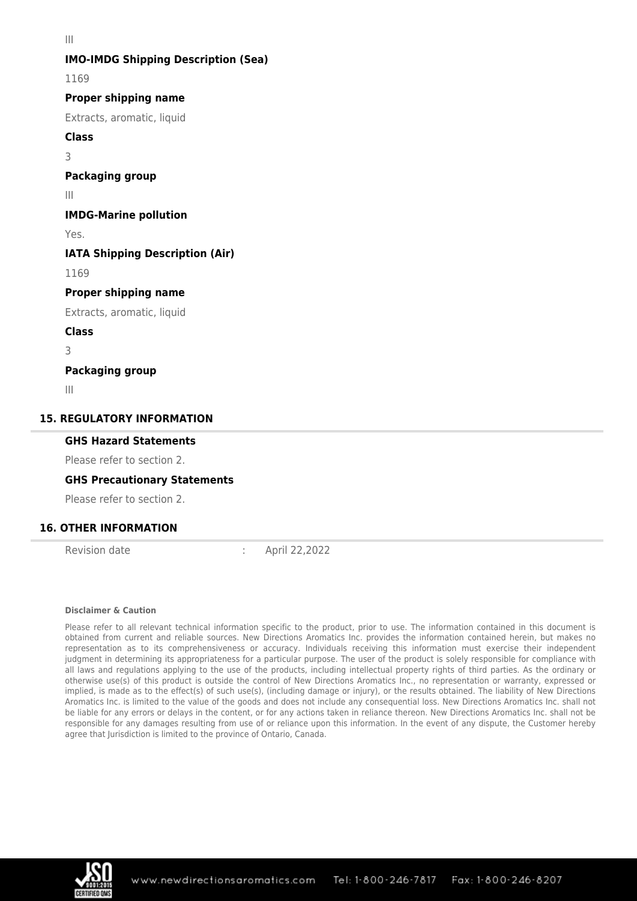III

**IMO-IMDG Shipping Description (Sea)**

1169

**Proper shipping name**

Extracts, aromatic, liquid

**Class**

3

**Packaging group**

III

**IMDG-Marine pollution**

Yes.

**IATA Shipping Description (Air)**

1169

**Proper shipping name**

Extracts, aromatic, liquid

**Class**

3

**Packaging group**

III

## 15. REGULATORY INFORMATION

**GHS Hazard Statements**

Please refer to section 2.

**GHS Precautionary Statements**

Please refer to section 2.

## 16. OTHER INFORMATION

Revision date : April 22,2022

**Disclaimer & Caution**

Please refer to all relevant technical information specific to the product, prior to use. The information contained in this document is obtained from current and reliable sources. New Directions Aromatics Inc. provides the information contained herein, but makes no representation as to its comprehensiveness or accuracy. Individuals receiving this information must exercise their independent judgment in determining its appropriateness for a particular purpose. The user of the product is solely responsible for compliance with all laws and regulations applying to the use of the products, including intellectual property rights of third parties. As the ordinary or otherwise use(s) of this product is outside the control of New Directions Aromatics Inc., no representation or warranty, expressed or implied, is made as to the effect(s) of such use(s), (including damage or injury), or the results obtained. The liability of New Directions Aromatics Inc. is limited to the value of the goods and does not include any consequential loss. New Directions Aromatics Inc. shall not be liable for any errors or delays in the content, or for any actions taken in reliance thereon. New Directions Aromatics Inc. shall not be responsible for any damages resulting from use of or reliance upon this information. In the event of any dispute, the Customer hereby agree that Jurisdiction is limited to the province of Ontario, Canada.